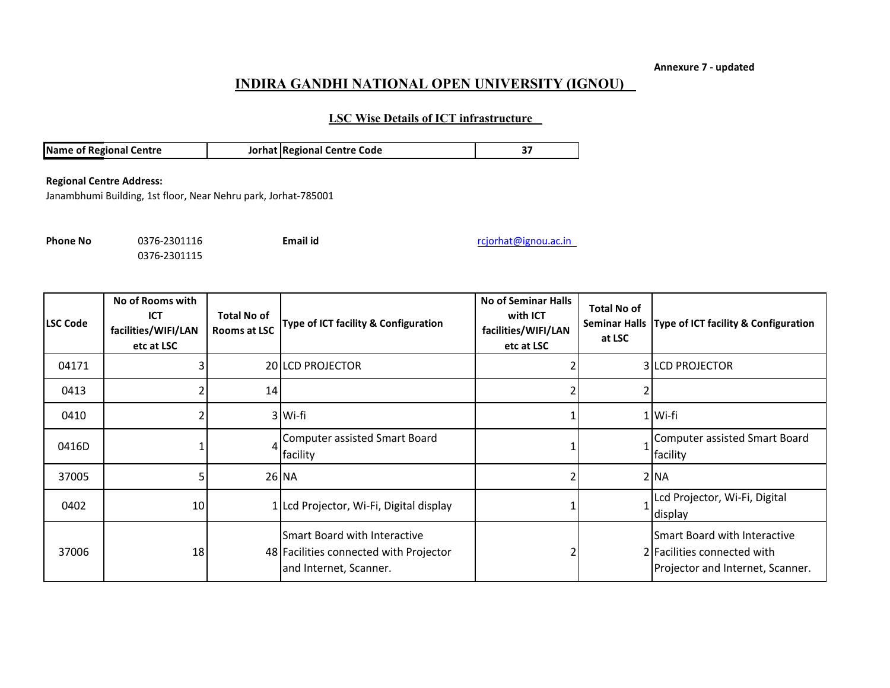Annexure 7 - updated

# INDIRA GANDHI NATIONAL OPEN UNIVERSITY (IGNOU)

## LSC Wise Details of ICT infrastructure

| Name of Regional Centre | Jorhat | Regional Centre Code | 37 |
|---|---|---|---|

**Regional Centre Address:**
Janambhumi Building, 1st floor, Near Nehru park, Jorhat-785001

**Phone No** 0376-2301116
0376-2301115

**Email id** rcjorhat@ignou.ac.in

| LSC Code | No of Rooms with ICT facilities/WIFI/LAN etc at LSC | Total No of Rooms at LSC | Type of ICT facility & Configuration | No of Seminar Halls with ICT facilities/WIFI/LAN etc at LSC | Total No of Seminar Halls at LSC | Type of ICT facility & Configuration |
|---|---|---|---|---|---|---|
| 04171 | 3 | 20 | LCD PROJECTOR | 2 | 3 | LCD PROJECTOR |
| 0413 | 2 | 14 | | 2 | 2 | |
| 0410 | 2 | 3 | Wi-fi | 1 | 1 | Wi-fi |
| 0416D | 1 | 4 | Computer assisted Smart Board facility | 1 | 1 | Computer assisted Smart Board facility |
| 37005 | 5 | 26 | NA | 2 | 2 | NA |
| 0402 | 10 | 1 | Lcd Projector, Wi-Fi, Digital display | 1 | 1 | Lcd Projector, Wi-Fi, Digital display |
| 37006 | 18 | 48 | Smart Board with Interactive Facilities connected with Projector and Internet, Scanner. | 2 | 2 | Smart Board with Interactive Facilities connected with Projector and Internet, Scanner. |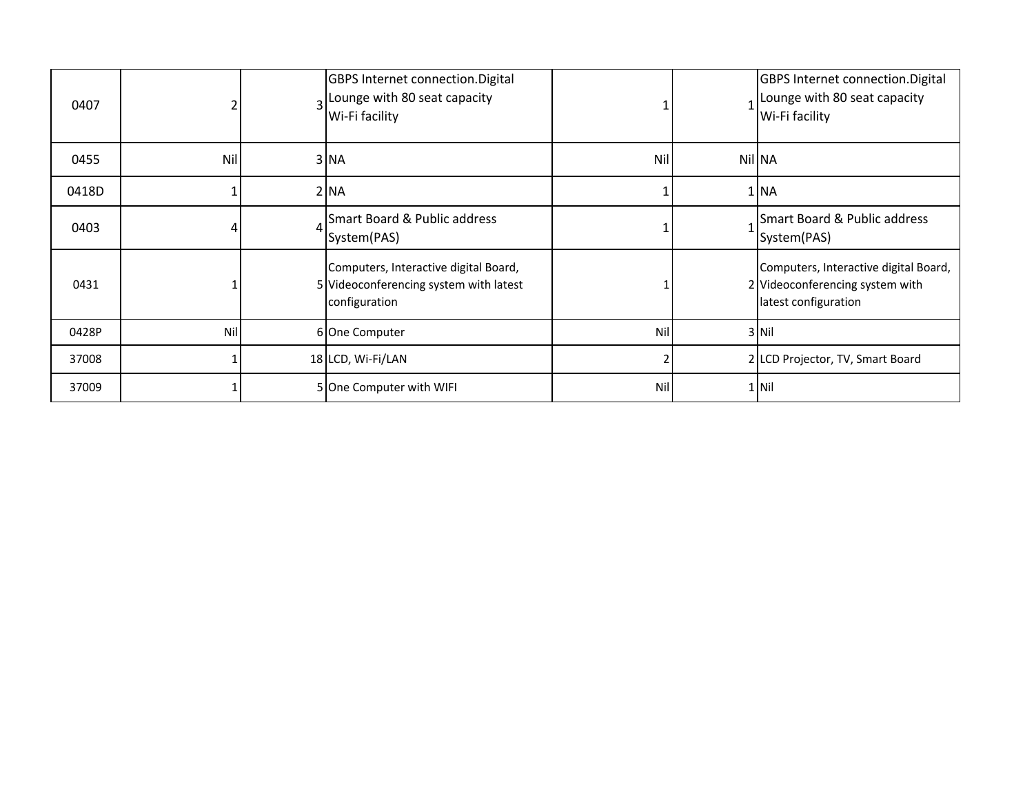| | | | | | | |
|---|---|---|---|---|---|---|
| 0407 | 2 | 3 | GBPS Internet connection.Digital Lounge with 80 seat capacity Wi-Fi facility | 1 | 1 | GBPS Internet connection.Digital Lounge with 80 seat capacity Wi-Fi facility |
| 0455 | Nil | 3 | NA | Nil | Nil | NA |
| 0418D | 1 | 2 | NA | 1 | 1 | NA |
| 0403 | 4 | 4 | Smart Board & Public address System(PAS) | 1 | 1 | Smart Board & Public address System(PAS) |
| 0431 | 1 | 5 | Computers, Interactive digital Board, Videoconferencing system with latest configuration | 1 | 2 | Computers, Interactive digital Board, Videoconferencing system with latest configuration |
| 0428P | Nil | 6 | One Computer | Nil | 3 | Nil |
| 37008 | 1 | 18 | LCD, Wi-Fi/LAN | 2 | 2 | LCD Projector, TV, Smart Board |
| 37009 | 1 | 5 | One Computer with WIFI | Nil | 1 | Nil |